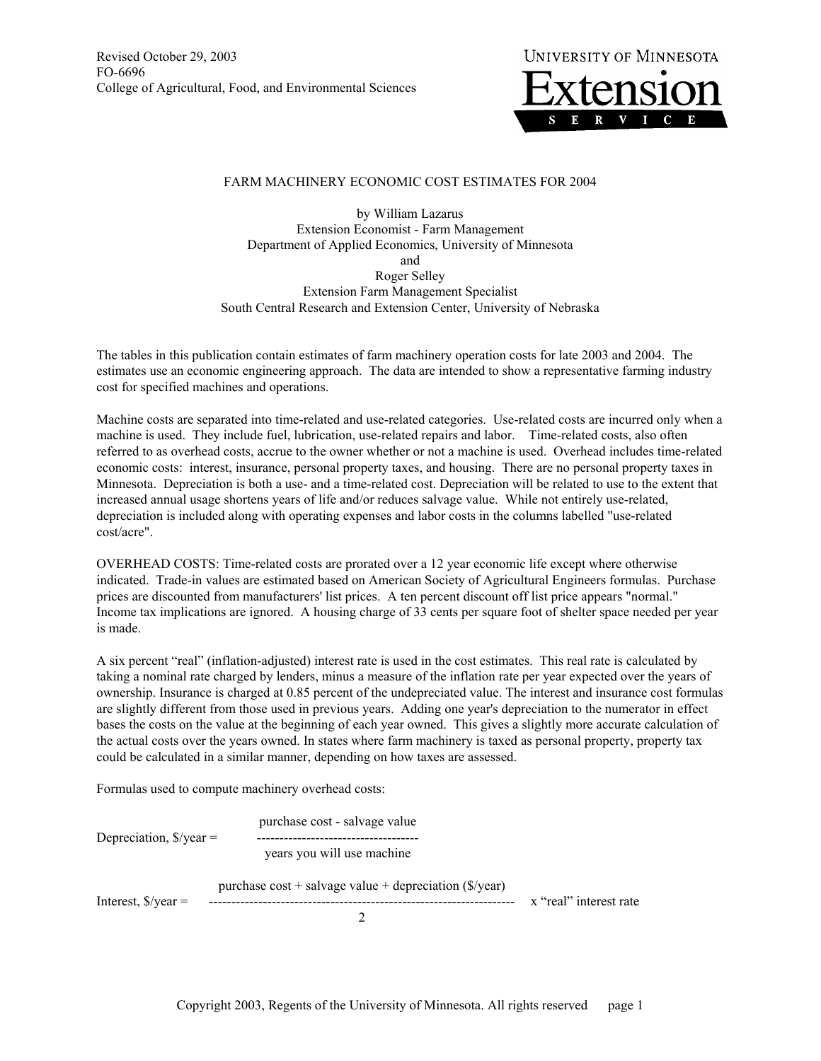Revised October 29, 2003
FO-6696
College of Agricultural, Food, and Environmental Sciences

UNIVERSITY OF MINNESOTA
Extension
SERVICE

# FARM MACHINERY ECONOMIC COST ESTIMATES FOR 2004

by William Lazarus
Extension Economist - Farm Management
Department of Applied Economics, University of Minnesota
and
Roger Selley
Extension Farm Management Specialist
South Central Research and Extension Center, University of Nebraska

The tables in this publication contain estimates of farm machinery operation costs for late 2003 and 2004. The estimates use an economic engineering approach. The data are intended to show a representative farming industry cost for specified machines and operations.

Machine costs are separated into time-related and use-related categories. Use-related costs are incurred only when a machine is used. They include fuel, lubrication, use-related repairs and labor. Time-related costs, also often referred to as overhead costs, accrue to the owner whether or not a machine is used. Overhead includes time-related economic costs: interest, insurance, personal property taxes, and housing. There are no personal property taxes in Minnesota. Depreciation is both a use- and a time-related cost. Depreciation will be related to use to the extent that increased annual usage shortens years of life and/or reduces salvage value. While not entirely use-related, depreciation is included along with operating expenses and labor costs in the columns labelled "use-related cost/acre".

OVERHEAD COSTS: Time-related costs are prorated over a 12 year economic life except where otherwise indicated. Trade-in values are estimated based on American Society of Agricultural Engineers formulas. Purchase prices are discounted from manufacturers' list prices. A ten percent discount off list price appears "normal." Income tax implications are ignored. A housing charge of 33 cents per square foot of shelter space needed per year is made.

A six percent "real" (inflation-adjusted) interest rate is used in the cost estimates. This real rate is calculated by taking a nominal rate charged by lenders, minus a measure of the inflation rate per year expected over the years of ownership. Insurance is charged at 0.85 percent of the undepreciated value. The interest and insurance cost formulas are slightly different from those used in previous years. Adding one year's depreciation to the numerator in effect bases the costs on the value at the beginning of each year owned. This gives a slightly more accurate calculation of the actual costs over the years owned. In states where farm machinery is taxed as personal property, property tax could be calculated in a similar manner, depending on how taxes are assessed.

Formulas used to compute machinery overhead costs:

$$\text{Depreciation, \$/year} = \frac{\text{purchase cost} - \text{salvage value}}{\text{years you will use machine}}$$

$$\text{Interest, \$/year} = \frac{\text{purchase cost} + \text{salvage value} + \text{depreciation (\$/year)}}{2} \times \text{"real" interest rate}$$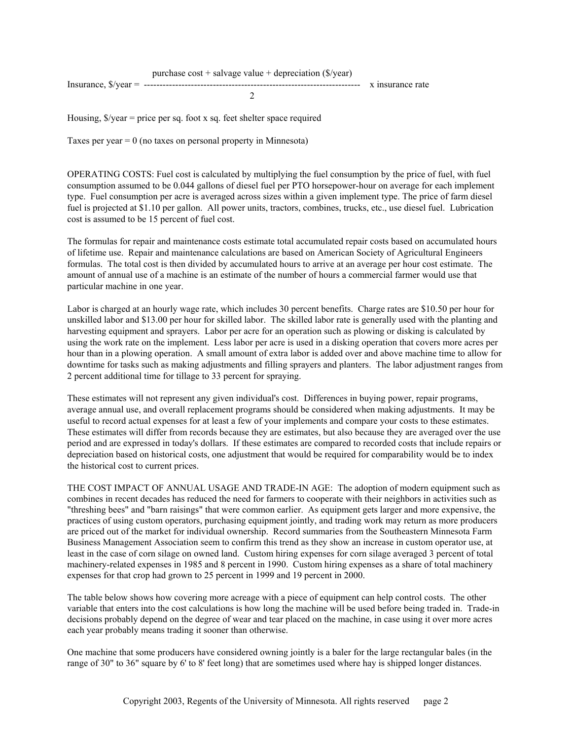$$\text{Insurance, \$/year} = \frac{\text{purchase cost} + \text{salvage value} + \text{depreciation (\$/year)}}{2} \times \text{insurance rate}$$

Housing, $/year = price per sq. foot x sq. feet shelter space required

Taxes per year = 0 (no taxes on personal property in Minnesota)

OPERATING COSTS: Fuel cost is calculated by multiplying the fuel consumption by the price of fuel, with fuel consumption assumed to be 0.044 gallons of diesel fuel per PTO horsepower-hour on average for each implement type. Fuel consumption per acre is averaged across sizes within a given implement type. The price of farm diesel fuel is projected at $1.10 per gallon. All power units, tractors, combines, trucks, etc., use diesel fuel. Lubrication cost is assumed to be 15 percent of fuel cost.

The formulas for repair and maintenance costs estimate total accumulated repair costs based on accumulated hours of lifetime use. Repair and maintenance calculations are based on American Society of Agricultural Engineers formulas. The total cost is then divided by accumulated hours to arrive at an average per hour cost estimate. The amount of annual use of a machine is an estimate of the number of hours a commercial farmer would use that particular machine in one year.

Labor is charged at an hourly wage rate, which includes 30 percent benefits. Charge rates are $10.50 per hour for unskilled labor and $13.00 per hour for skilled labor. The skilled labor rate is generally used with the planting and harvesting equipment and sprayers. Labor per acre for an operation such as plowing or disking is calculated by using the work rate on the implement. Less labor per acre is used in a disking operation that covers more acres per hour than in a plowing operation. A small amount of extra labor is added over and above machine time to allow for downtime for tasks such as making adjustments and filling sprayers and planters. The labor adjustment ranges from 2 percent additional time for tillage to 33 percent for spraying.

These estimates will not represent any given individual's cost. Differences in buying power, repair programs, average annual use, and overall replacement programs should be considered when making adjustments. It may be useful to record actual expenses for at least a few of your implements and compare your costs to these estimates. These estimates will differ from records because they are estimates, but also because they are averaged over the use period and are expressed in today's dollars. If these estimates are compared to recorded costs that include repairs or depreciation based on historical costs, one adjustment that would be required for comparability would be to index the historical cost to current prices.

THE COST IMPACT OF ANNUAL USAGE AND TRADE-IN AGE: The adoption of modern equipment such as combines in recent decades has reduced the need for farmers to cooperate with their neighbors in activities such as "threshing bees" and "barn raisings" that were common earlier. As equipment gets larger and more expensive, the practices of using custom operators, purchasing equipment jointly, and trading work may return as more producers are priced out of the market for individual ownership. Record summaries from the Southeastern Minnesota Farm Business Management Association seem to confirm this trend as they show an increase in custom operator use, at least in the case of corn silage on owned land. Custom hiring expenses for corn silage averaged 3 percent of total machinery-related expenses in 1985 and 8 percent in 1990. Custom hiring expenses as a share of total machinery expenses for that crop had grown to 25 percent in 1999 and 19 percent in 2000.

The table below shows how covering more acreage with a piece of equipment can help control costs. The other variable that enters into the cost calculations is how long the machine will be used before being traded in. Trade-in decisions probably depend on the degree of wear and tear placed on the machine, in case using it over more acres each year probably means trading it sooner than otherwise.

One machine that some producers have considered owning jointly is a baler for the large rectangular bales (in the range of 30" to 36" square by 6' to 8' feet long) that are sometimes used where hay is shipped longer distances.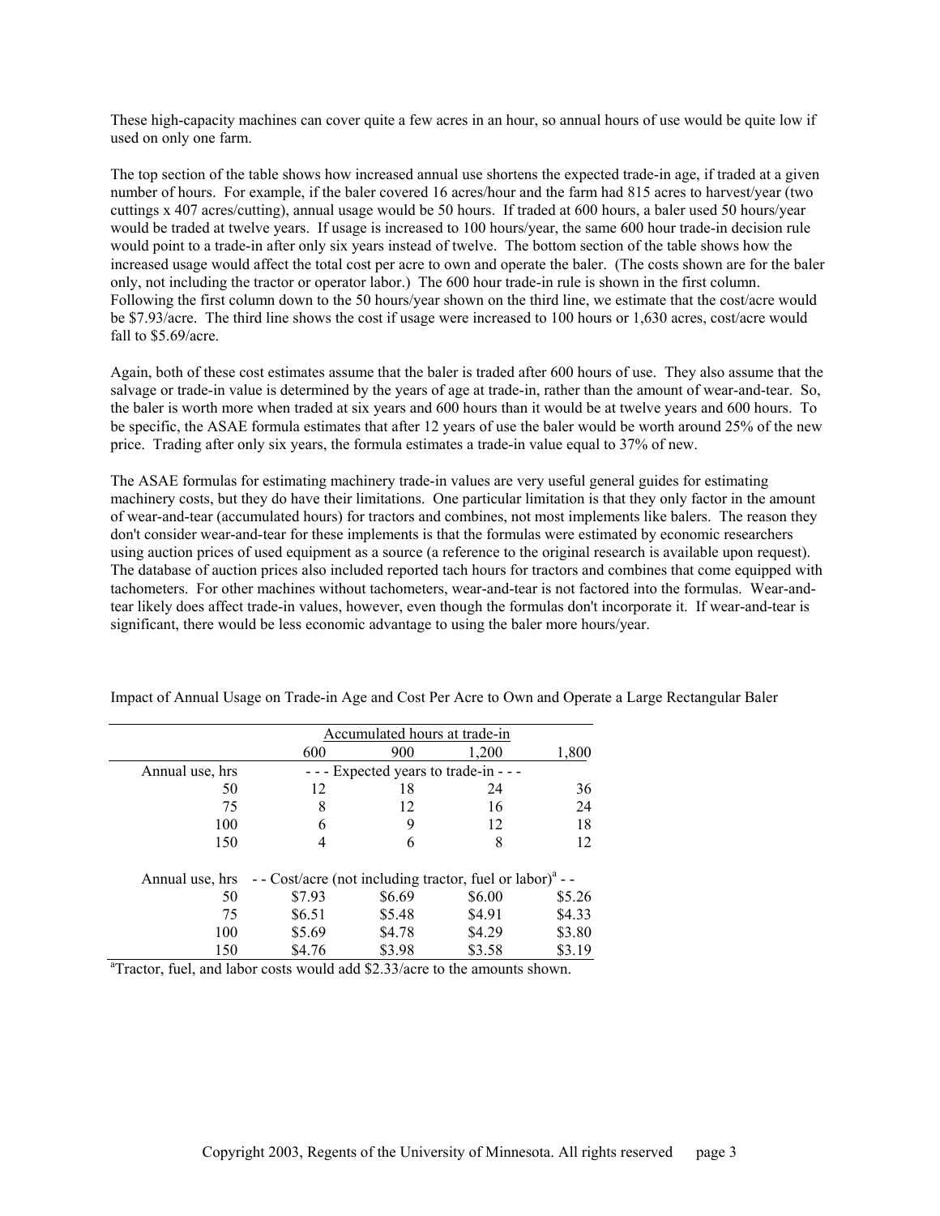These high-capacity machines can cover quite a few acres in an hour, so annual hours of use would be quite low if used on only one farm.

The top section of the table shows how increased annual use shortens the expected trade-in age, if traded at a given number of hours. For example, if the baler covered 16 acres/hour and the farm had 815 acres to harvest/year (two cuttings x 407 acres/cutting), annual usage would be 50 hours. If traded at 600 hours, a baler used 50 hours/year would be traded at twelve years. If usage is increased to 100 hours/year, the same 600 hour trade-in decision rule would point to a trade-in after only six years instead of twelve. The bottom section of the table shows how the increased usage would affect the total cost per acre to own and operate the baler. (The costs shown are for the baler only, not including the tractor or operator labor.) The 600 hour trade-in rule is shown in the first column. Following the first column down to the 50 hours/year shown on the third line, we estimate that the cost/acre would be $7.93/acre. The third line shows the cost if usage were increased to 100 hours or 1,630 acres, cost/acre would fall to $5.69/acre.

Again, both of these cost estimates assume that the baler is traded after 600 hours of use. They also assume that the salvage or trade-in value is determined by the years of age at trade-in, rather than the amount of wear-and-tear. So, the baler is worth more when traded at six years and 600 hours than it would be at twelve years and 600 hours. To be specific, the ASAE formula estimates that after 12 years of use the baler would be worth around 25% of the new price. Trading after only six years, the formula estimates a trade-in value equal to 37% of new.

The ASAE formulas for estimating machinery trade-in values are very useful general guides for estimating machinery costs, but they do have their limitations. One particular limitation is that they only factor in the amount of wear-and-tear (accumulated hours) for tractors and combines, not most implements like balers. The reason they don't consider wear-and-tear for these implements is that the formulas were estimated by economic researchers using auction prices of used equipment as a source (a reference to the original research is available upon request). The database of auction prices also included reported tach hours for tractors and combines that come equipped with tachometers. For other machines without tachometers, wear-and-tear is not factored into the formulas. Wear-and-tear likely does affect trade-in values, however, even though the formulas don't incorporate it. If wear-and-tear is significant, there would be less economic advantage to using the baler more hours/year.

Impact of Annual Usage on Trade-in Age and Cost Per Acre to Own and Operate a Large Rectangular Baler

| | Accumulated hours at trade-in | | | |
|---|---|---|---|---|
| | 600 | 900 | 1,200 | 1,800 |
| Annual use, hrs | - - - Expected years to trade-in - - - | | | |
| 50 | 12 | 18 | 24 | 36 |
| 75 | 8 | 12 | 16 | 24 |
| 100 | 6 | 9 | 12 | 18 |
| 150 | 4 | 6 | 8 | 12 |
| Annual use, hrs | - - Cost/acre (not including tractor, fuel or labor)[a] - - | | | |
| 50 | $7.93 | $6.69 | $6.00 | $5.26 |
| 75 | $6.51 | $5.48 | $4.91 | $4.33 |
| 100 | $5.69 | $4.78 | $4.29 | $3.80 |
| 150 | $4.76 | $3.98 | $3.58 | $3.19 |

[a]Tractor, fuel, and labor costs would add $2.33/acre to the amounts shown.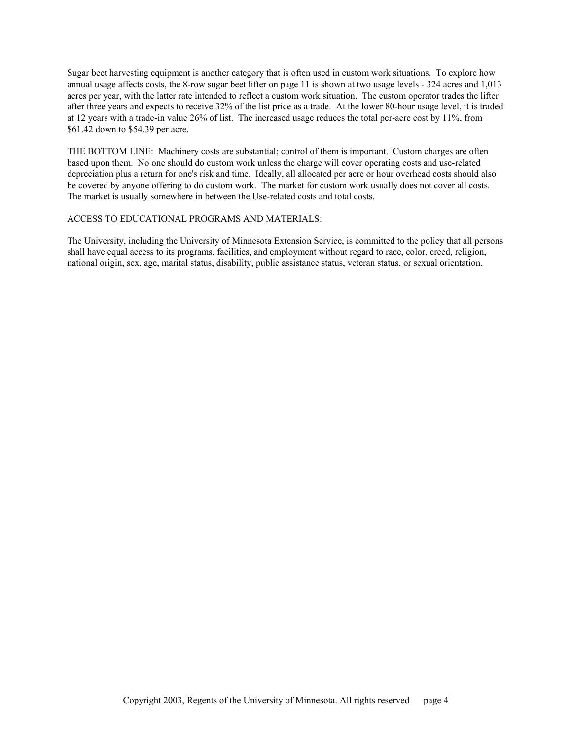Sugar beet harvesting equipment is another category that is often used in custom work situations. To explore how annual usage affects costs, the 8-row sugar beet lifter on page 11 is shown at two usage levels - 324 acres and 1,013 acres per year, with the latter rate intended to reflect a custom work situation. The custom operator trades the lifter after three years and expects to receive 32% of the list price as a trade. At the lower 80-hour usage level, it is traded at 12 years with a trade-in value 26% of list. The increased usage reduces the total per-acre cost by 11%, from $61.42 down to $54.39 per acre.

THE BOTTOM LINE: Machinery costs are substantial; control of them is important. Custom charges are often based upon them. No one should do custom work unless the charge will cover operating costs and use-related depreciation plus a return for one's risk and time. Ideally, all allocated per acre or hour overhead costs should also be covered by anyone offering to do custom work. The market for custom work usually does not cover all costs. The market is usually somewhere in between the Use-related costs and total costs.

ACCESS TO EDUCATIONAL PROGRAMS AND MATERIALS:

The University, including the University of Minnesota Extension Service, is committed to the policy that all persons shall have equal access to its programs, facilities, and employment without regard to race, color, creed, religion, national origin, sex, age, marital status, disability, public assistance status, veteran status, or sexual orientation.

Copyright 2003, Regents of the University of Minnesota. All rights reserved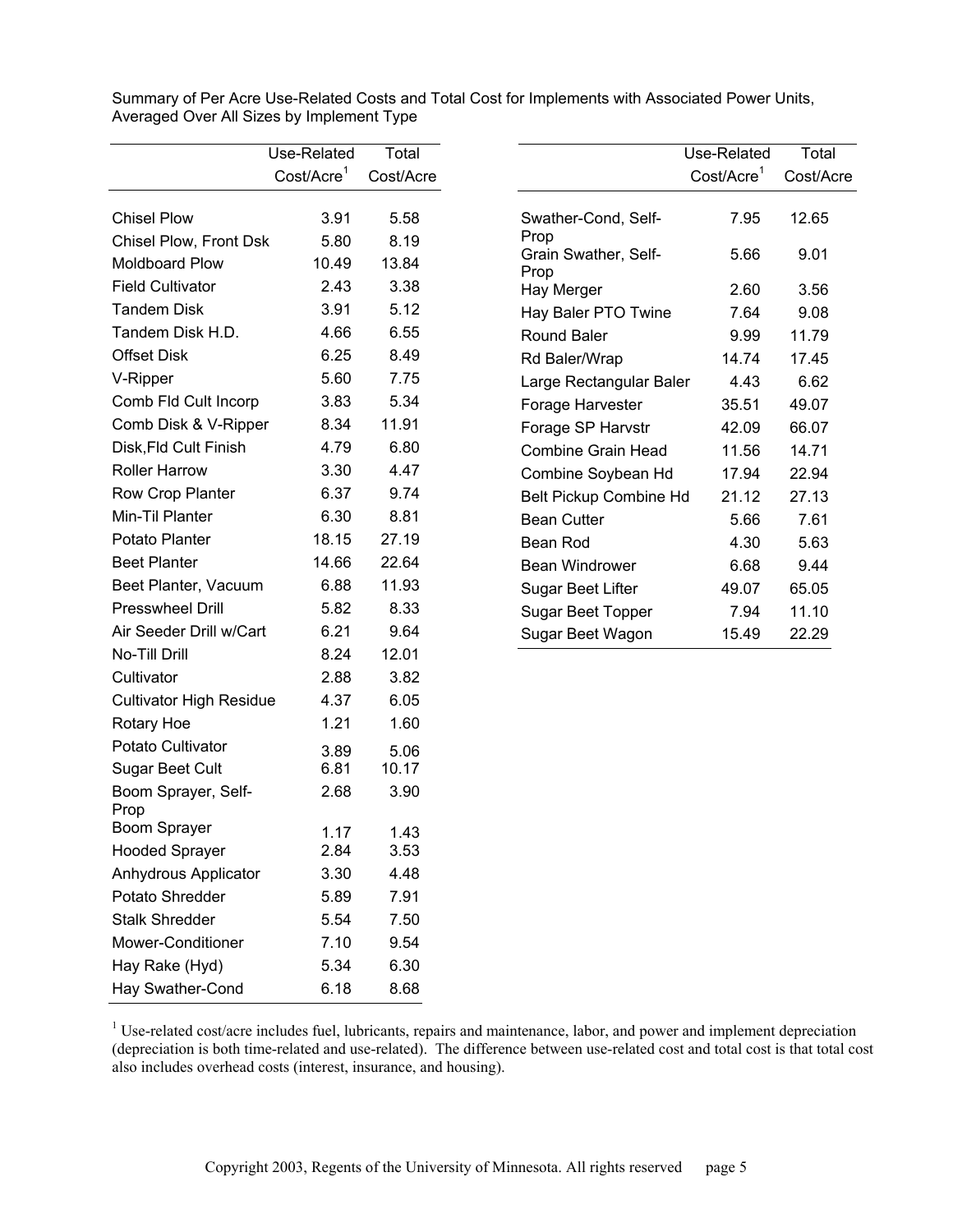Summary of Per Acre Use-Related Costs and Total Cost for Implements with Associated Power Units, Averaged Over All Sizes by Implement Type

| | Use-Related Cost/Acre[1] | Total Cost/Acre |
|---|---|---|
| Chisel Plow | 3.91 | 5.58 |
| Chisel Plow, Front Dsk | 5.80 | 8.19 |
| Moldboard Plow | 10.49 | 13.84 |
| Field Cultivator | 2.43 | 3.38 |
| Tandem Disk | 3.91 | 5.12 |
| Tandem Disk H.D. | 4.66 | 6.55 |
| Offset Disk | 6.25 | 8.49 |
| V-Ripper | 5.60 | 7.75 |
| Comb Fld Cult Incorp | 3.83 | 5.34 |
| Comb Disk & V-Ripper | 8.34 | 11.91 |
| Disk,Fld Cult Finish | 4.79 | 6.80 |
| Roller Harrow | 3.30 | 4.47 |
| Row Crop Planter | 6.37 | 9.74 |
| Min-Til Planter | 6.30 | 8.81 |
| Potato Planter | 18.15 | 27.19 |
| Beet Planter | 14.66 | 22.64 |
| Beet Planter, Vacuum | 6.88 | 11.93 |
| Presswheel Drill | 5.82 | 8.33 |
| Air Seeder Drill w/Cart | 6.21 | 9.64 |
| No-Till Drill | 8.24 | 12.01 |
| Cultivator | 2.88 | 3.82 |
| Cultivator High Residue | 4.37 | 6.05 |
| Rotary Hoe | 1.21 | 1.60 |
| Potato Cultivator | 3.89 | 5.06 |
| Sugar Beet Cult | 6.81 | 10.17 |
| Boom Sprayer, Self-Prop | 2.68 | 3.90 |
| Boom Sprayer | 1.17 | 1.43 |
| Hooded Sprayer | 2.84 | 3.53 |
| Anhydrous Applicator | 3.30 | 4.48 |
| Potato Shredder | 5.89 | 7.91 |
| Stalk Shredder | 5.54 | 7.50 |
| Mower-Conditioner | 7.10 | 9.54 |
| Hay Rake (Hyd) | 5.34 | 6.30 |
| Hay Swather-Cond | 6.18 | 8.68 |

| | Use-Related Cost/Acre[1] | Total Cost/Acre |
|---|---|---|
| Swather-Cond, Self-Prop | 7.95 | 12.65 |
| Grain Swather, Self-Prop | 5.66 | 9.01 |
| Hay Merger | 2.60 | 3.56 |
| Hay Baler PTO Twine | 7.64 | 9.08 |
| Round Baler | 9.99 | 11.79 |
| Rd Baler/Wrap | 14.74 | 17.45 |
| Large Rectangular Baler | 4.43 | 6.62 |
| Forage Harvester | 35.51 | 49.07 |
| Forage SP Harvstr | 42.09 | 66.07 |
| Combine Grain Head | 11.56 | 14.71 |
| Combine Soybean Hd | 17.94 | 22.94 |
| Belt Pickup Combine Hd | 21.12 | 27.13 |
| Bean Cutter | 5.66 | 7.61 |
| Bean Rod | 4.30 | 5.63 |
| Bean Windrower | 6.68 | 9.44 |
| Sugar Beet Lifter | 49.07 | 65.05 |
| Sugar Beet Topper | 7.94 | 11.10 |
| Sugar Beet Wagon | 15.49 | 22.29 |

[1] Use-related cost/acre includes fuel, lubricants, repairs and maintenance, labor, and power and implement depreciation (depreciation is both time-related and use-related). The difference between use-related cost and total cost is that total cost also includes overhead costs (interest, insurance, and housing).

Copyright 2003, Regents of the University of Minnesota. All rights reserved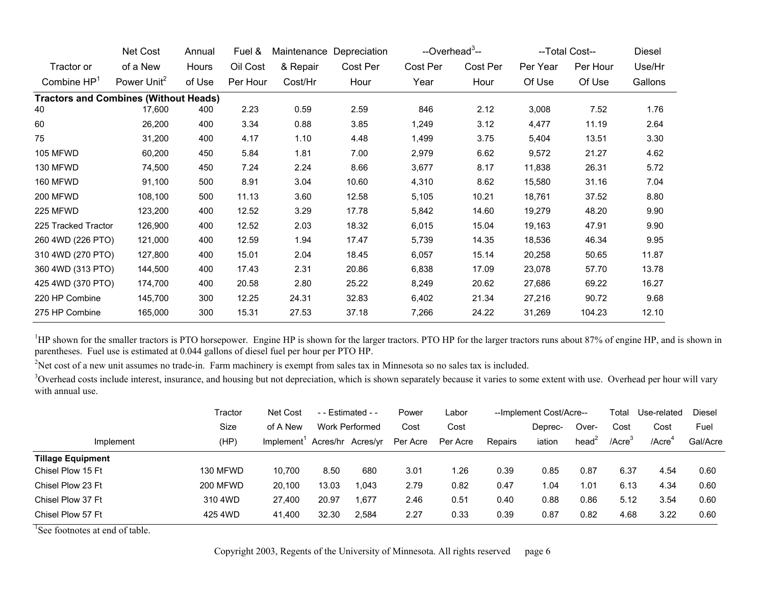| Tractor or Combine HP[1] | Net Cost of a New Power Unit[2] | Annual Hours of Use | Fuel & Oil Cost Per Hour | Maintenance & Repair Cost/Hr | Depreciation Cost Per Hour | --Overhead[3]-- Cost Per Year | Cost Per Hour | --Total Cost-- Per Year Of Use | Per Hour Of Use | Diesel Use/Hr Gallons |
|---|---|---|---|---|---|---|---|---|---|---|
| **Tractors and Combines (Without Heads)** | | | | | | | | | | |
| 40 | 17,600 | 400 | 2.23 | 0.59 | 2.59 | 846 | 2.12 | 3,008 | 7.52 | 1.76 |
| 60 | 26,200 | 400 | 3.34 | 0.88 | 3.85 | 1,249 | 3.12 | 4,477 | 11.19 | 2.64 |
| 75 | 31,200 | 400 | 4.17 | 1.10 | 4.48 | 1,499 | 3.75 | 5,404 | 13.51 | 3.30 |
| 105 MFWD | 60,200 | 450 | 5.84 | 1.81 | 7.00 | 2,979 | 6.62 | 9,572 | 21.27 | 4.62 |
| 130 MFWD | 74,500 | 450 | 7.24 | 2.24 | 8.66 | 3,677 | 8.17 | 11,838 | 26.31 | 5.72 |
| 160 MFWD | 91,100 | 500 | 8.91 | 3.04 | 10.60 | 4,310 | 8.62 | 15,580 | 31.16 | 7.04 |
| 200 MFWD | 108,100 | 500 | 11.13 | 3.60 | 12.58 | 5,105 | 10.21 | 18,761 | 37.52 | 8.80 |
| 225 MFWD | 123,200 | 400 | 12.52 | 3.29 | 17.78 | 5,842 | 14.60 | 19,279 | 48.20 | 9.90 |
| 225 Tracked Tractor | 126,900 | 400 | 12.52 | 2.03 | 18.32 | 6,015 | 15.04 | 19,163 | 47.91 | 9.90 |
| 260 4WD (226 PTO) | 121,000 | 400 | 12.59 | 1.94 | 17.47 | 5,739 | 14.35 | 18,536 | 46.34 | 9.95 |
| 310 4WD (270 PTO) | 127,800 | 400 | 15.01 | 2.04 | 18.45 | 6,057 | 15.14 | 20,258 | 50.65 | 11.87 |
| 360 4WD (313 PTO) | 144,500 | 400 | 17.43 | 2.31 | 20.86 | 6,838 | 17.09 | 23,078 | 57.70 | 13.78 |
| 425 4WD (370 PTO) | 174,700 | 400 | 20.58 | 2.80 | 25.22 | 8,249 | 20.62 | 27,686 | 69.22 | 16.27 |
| 220 HP Combine | 145,700 | 300 | 12.25 | 24.31 | 32.83 | 6,402 | 21.34 | 27,216 | 90.72 | 9.68 |
| 275 HP Combine | 165,000 | 300 | 15.31 | 27.53 | 37.18 | 7,266 | 24.22 | 31,269 | 104.23 | 12.10 |

[1]HP shown for the smaller tractors is PTO horsepower. Engine HP is shown for the larger tractors. PTO HP for the larger tractors runs about 87% of engine HP, and is shown in parentheses. Fuel use is estimated at 0.044 gallons of diesel fuel per hour per PTO HP.

[2]Net cost of a new unit assumes no trade-in. Farm machinery is exempt from sales tax in Minnesota so no sales tax is included.

[3]Overhead costs include interest, insurance, and housing but not depreciation, which is shown separately because it varies to some extent with use. Overhead per hour will vary with annual use.

| Implement | Tractor Size (HP) | Net Cost of A New Implement[1] | - - Estimated - - Work Performed Acres/hr | Acres/yr | Power Cost Per Acre | Labor Cost Per Acre | --Implement Cost/Acre-- Repairs | Deprec-iation | Over-head[2] | Total Cost /Acre[3] | Use-related Cost /Acre[4] | Diesel Fuel Gal/Acre |
|---|---|---|---|---|---|---|---|---|---|---|---|---|
| **Tillage Equipment** | | | | | | | | | | | | |
| Chisel Plow 15 Ft | 130 MFWD | 10,700 | 8.50 | 680 | 3.01 | 1.26 | 0.39 | 0.85 | 0.87 | 6.37 | 4.54 | 0.60 |
| Chisel Plow 23 Ft | 200 MFWD | 20,100 | 13.03 | 1,043 | 2.79 | 0.82 | 0.47 | 1.04 | 1.01 | 6.13 | 4.34 | 0.60 |
| Chisel Plow 37 Ft | 310 4WD | 27,400 | 20.97 | 1,677 | 2.46 | 0.51 | 0.40 | 0.88 | 0.86 | 5.12 | 3.54 | 0.60 |
| Chisel Plow 57 Ft | 425 4WD | 41,400 | 32.30 | 2,584 | 2.27 | 0.33 | 0.39 | 0.87 | 0.82 | 4.68 | 3.22 | 0.60 |

[1]See footnotes at end of table.

Copyright 2003, Regents of the University of Minnesota. All rights reserved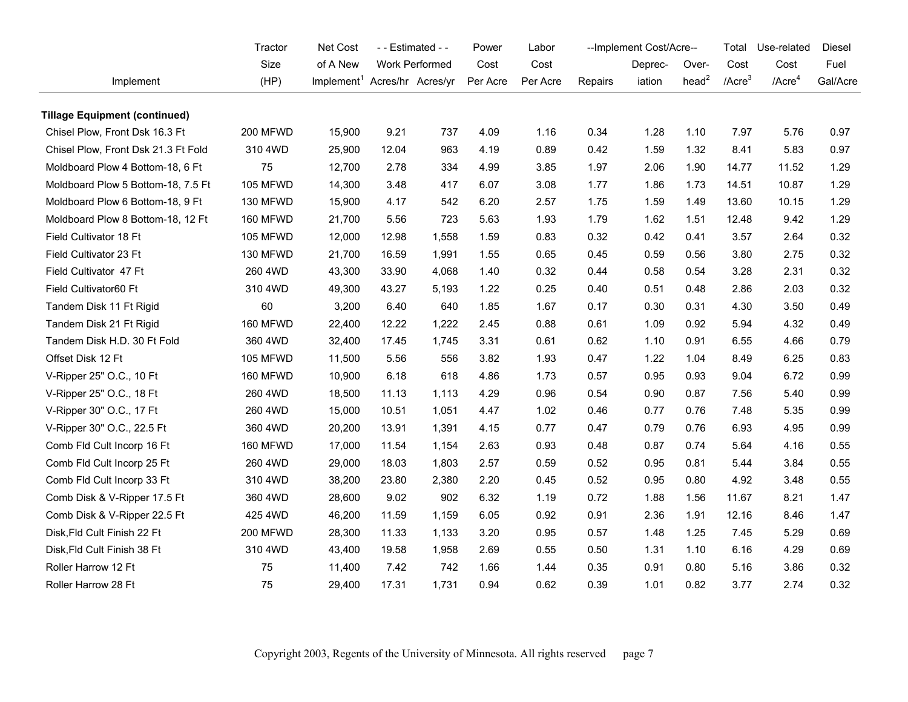| Implement | Tractor Size (HP) | Net Cost of A New Implement[1] | - - Estimated - - Work Performed Acres/hr | Acres/yr | Power Cost Per Acre | Labor Cost Per Acre | --Implement Cost/Acre-- Repairs | Depreciation | Overhead[2] | Total Cost /Acre[3] | Use-related Cost /Acre[4] | Diesel Fuel Gal/Acre |
|---|---|---|---|---|---|---|---|---|---|---|---|---|
| **Tillage Equipment (continued)** | | | | | | | | | | | | |
| Chisel Plow, Front Dsk 16.3 Ft | 200 MFWD | 15,900 | 9.21 | 737 | 4.09 | 1.16 | 0.34 | 1.28 | 1.10 | 7.97 | 5.76 | 0.97 |
| Chisel Plow, Front Dsk 21.3 Ft Fold | 310 4WD | 25,900 | 12.04 | 963 | 4.19 | 0.89 | 0.42 | 1.59 | 1.32 | 8.41 | 5.83 | 0.97 |
| Moldboard Plow 4 Bottom-18, 6 Ft | 75 | 12,700 | 2.78 | 334 | 4.99 | 3.85 | 1.97 | 2.06 | 1.90 | 14.77 | 11.52 | 1.29 |
| Moldboard Plow 5 Bottom-18, 7.5 Ft | 105 MFWD | 14,300 | 3.48 | 417 | 6.07 | 3.08 | 1.77 | 1.86 | 1.73 | 14.51 | 10.87 | 1.29 |
| Moldboard Plow 6 Bottom-18, 9 Ft | 130 MFWD | 15,900 | 4.17 | 542 | 6.20 | 2.57 | 1.75 | 1.59 | 1.49 | 13.60 | 10.15 | 1.29 |
| Moldboard Plow 8 Bottom-18, 12 Ft | 160 MFWD | 21,700 | 5.56 | 723 | 5.63 | 1.93 | 1.79 | 1.62 | 1.51 | 12.48 | 9.42 | 1.29 |
| Field Cultivator 18 Ft | 105 MFWD | 12,000 | 12.98 | 1,558 | 1.59 | 0.83 | 0.32 | 0.42 | 0.41 | 3.57 | 2.64 | 0.32 |
| Field Cultivator 23 Ft | 130 MFWD | 21,700 | 16.59 | 1,991 | 1.55 | 0.65 | 0.45 | 0.59 | 0.56 | 3.80 | 2.75 | 0.32 |
| Field Cultivator 47 Ft | 260 4WD | 43,300 | 33.90 | 4,068 | 1.40 | 0.32 | 0.44 | 0.58 | 0.54 | 3.28 | 2.31 | 0.32 |
| Field Cultivator60 Ft | 310 4WD | 49,300 | 43.27 | 5,193 | 1.22 | 0.25 | 0.40 | 0.51 | 0.48 | 2.86 | 2.03 | 0.32 |
| Tandem Disk 11 Ft Rigid | 60 | 3,200 | 6.40 | 640 | 1.85 | 1.67 | 0.17 | 0.30 | 0.31 | 4.30 | 3.50 | 0.49 |
| Tandem Disk 21 Ft Rigid | 160 MFWD | 22,400 | 12.22 | 1,222 | 2.45 | 0.88 | 0.61 | 1.09 | 0.92 | 5.94 | 4.32 | 0.49 |
| Tandem Disk H.D. 30 Ft Fold | 360 4WD | 32,400 | 17.45 | 1,745 | 3.31 | 0.61 | 0.62 | 1.10 | 0.91 | 6.55 | 4.66 | 0.79 |
| Offset Disk 12 Ft | 105 MFWD | 11,500 | 5.56 | 556 | 3.82 | 1.93 | 0.47 | 1.22 | 1.04 | 8.49 | 6.25 | 0.83 |
| V-Ripper 25" O.C., 10 Ft | 160 MFWD | 10,900 | 6.18 | 618 | 4.86 | 1.73 | 0.57 | 0.95 | 0.93 | 9.04 | 6.72 | 0.99 |
| V-Ripper 25" O.C., 18 Ft | 260 4WD | 18,500 | 11.13 | 1,113 | 4.29 | 0.96 | 0.54 | 0.90 | 0.87 | 7.56 | 5.40 | 0.99 |
| V-Ripper 30" O.C., 17 Ft | 260 4WD | 15,000 | 10.51 | 1,051 | 4.47 | 1.02 | 0.46 | 0.77 | 0.76 | 7.48 | 5.35 | 0.99 |
| V-Ripper 30" O.C., 22.5 Ft | 360 4WD | 20,200 | 13.91 | 1,391 | 4.15 | 0.77 | 0.47 | 0.79 | 0.76 | 6.93 | 4.95 | 0.99 |
| Comb Fld Cult Incorp 16 Ft | 160 MFWD | 17,000 | 11.54 | 1,154 | 2.63 | 0.93 | 0.48 | 0.87 | 0.74 | 5.64 | 4.16 | 0.55 |
| Comb Fld Cult Incorp 25 Ft | 260 4WD | 29,000 | 18.03 | 1,803 | 2.57 | 0.59 | 0.52 | 0.95 | 0.81 | 5.44 | 3.84 | 0.55 |
| Comb Fld Cult Incorp 33 Ft | 310 4WD | 38,200 | 23.80 | 2,380 | 2.20 | 0.45 | 0.52 | 0.95 | 0.80 | 4.92 | 3.48 | 0.55 |
| Comb Disk & V-Ripper 17.5 Ft | 360 4WD | 28,600 | 9.02 | 902 | 6.32 | 1.19 | 0.72 | 1.88 | 1.56 | 11.67 | 8.21 | 1.47 |
| Comb Disk & V-Ripper 22.5 Ft | 425 4WD | 46,200 | 11.59 | 1,159 | 6.05 | 0.92 | 0.91 | 2.36 | 1.91 | 12.16 | 8.46 | 1.47 |
| Disk,Fld Cult Finish 22 Ft | 200 MFWD | 28,300 | 11.33 | 1,133 | 3.20 | 0.95 | 0.57 | 1.48 | 1.25 | 7.45 | 5.29 | 0.69 |
| Disk,Fld Cult Finish 38 Ft | 310 4WD | 43,400 | 19.58 | 1,958 | 2.69 | 0.55 | 0.50 | 1.31 | 1.10 | 6.16 | 4.29 | 0.69 |
| Roller Harrow 12 Ft | 75 | 11,400 | 7.42 | 742 | 1.66 | 1.44 | 0.35 | 0.91 | 0.80 | 5.16 | 3.86 | 0.32 |
| Roller Harrow 28 Ft | 75 | 29,400 | 17.31 | 1,731 | 0.94 | 0.62 | 0.39 | 1.01 | 0.82 | 3.77 | 2.74 | 0.32 |

Copyright 2003, Regents of the University of Minnesota. All rights reserved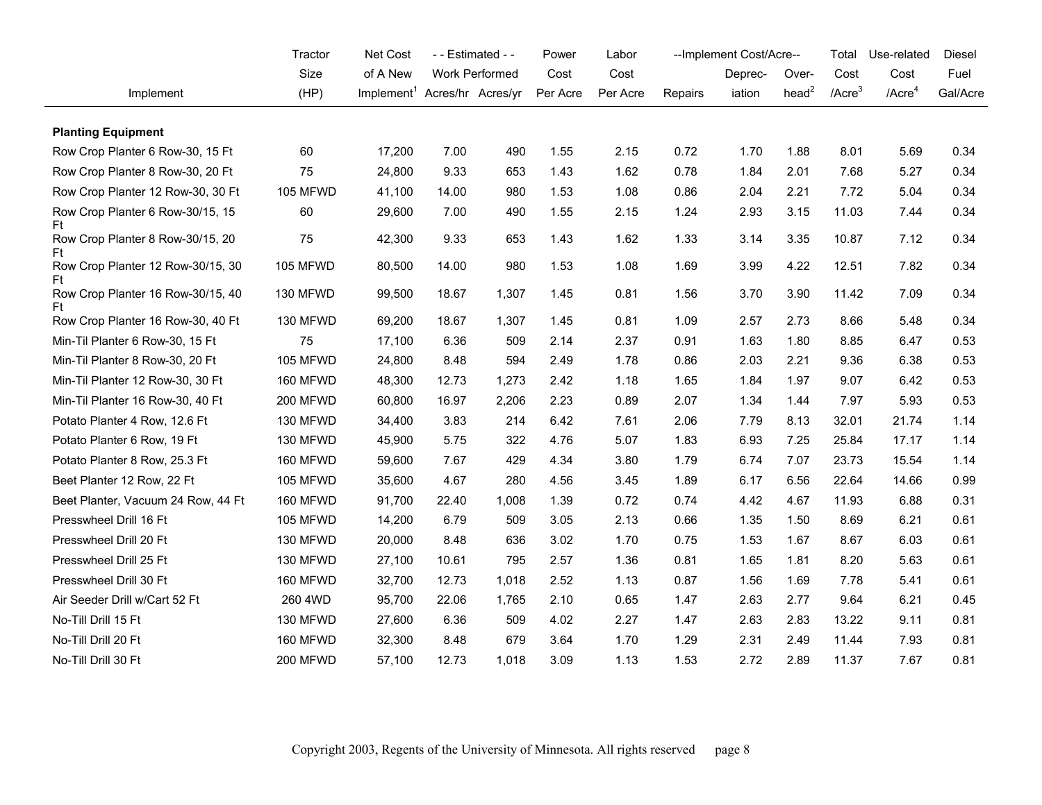| Implement | Tractor Size (HP) | Net Cost of A New Implement[1] | - - Estimated - - Work Performed Acres/hr | Acres/yr | Power Cost Per Acre | Labor Cost Per Acre | --Implement Cost/Acre-- Repairs | Deprec-iation | Over-head[2] | Total Cost /Acre[3] | Use-related Cost /Acre[4] | Diesel Fuel Gal/Acre |
|---|---|---|---|---|---|---|---|---|---|---|---|---|
| **Planting Equipment** | | | | | | | | | | | | |
| Row Crop Planter 6 Row-30, 15 Ft | 60 | 17,200 | 7.00 | 490 | 1.55 | 2.15 | 0.72 | 1.70 | 1.88 | 8.01 | 5.69 | 0.34 |
| Row Crop Planter 8 Row-30, 20 Ft | 75 | 24,800 | 9.33 | 653 | 1.43 | 1.62 | 0.78 | 1.84 | 2.01 | 7.68 | 5.27 | 0.34 |
| Row Crop Planter 12 Row-30, 30 Ft | 105 MFWD | 41,100 | 14.00 | 980 | 1.53 | 1.08 | 0.86 | 2.04 | 2.21 | 7.72 | 5.04 | 0.34 |
| Row Crop Planter 6 Row-30/15, 15 Ft | 60 | 29,600 | 7.00 | 490 | 1.55 | 2.15 | 1.24 | 2.93 | 3.15 | 11.03 | 7.44 | 0.34 |
| Row Crop Planter 8 Row-30/15, 20 Ft | 75 | 42,300 | 9.33 | 653 | 1.43 | 1.62 | 1.33 | 3.14 | 3.35 | 10.87 | 7.12 | 0.34 |
| Row Crop Planter 12 Row-30/15, 30 Ft | 105 MFWD | 80,500 | 14.00 | 980 | 1.53 | 1.08 | 1.69 | 3.99 | 4.22 | 12.51 | 7.82 | 0.34 |
| Row Crop Planter 16 Row-30/15, 40 Ft | 130 MFWD | 99,500 | 18.67 | 1,307 | 1.45 | 0.81 | 1.56 | 3.70 | 3.90 | 11.42 | 7.09 | 0.34 |
| Row Crop Planter 16 Row-30, 40 Ft | 130 MFWD | 69,200 | 18.67 | 1,307 | 1.45 | 0.81 | 1.09 | 2.57 | 2.73 | 8.66 | 5.48 | 0.34 |
| Min-Til Planter 6 Row-30, 15 Ft | 75 | 17,100 | 6.36 | 509 | 2.14 | 2.37 | 0.91 | 1.63 | 1.80 | 8.85 | 6.47 | 0.53 |
| Min-Til Planter 8 Row-30, 20 Ft | 105 MFWD | 24,800 | 8.48 | 594 | 2.49 | 1.78 | 0.86 | 2.03 | 2.21 | 9.36 | 6.38 | 0.53 |
| Min-Til Planter 12 Row-30, 30 Ft | 160 MFWD | 48,300 | 12.73 | 1,273 | 2.42 | 1.18 | 1.65 | 1.84 | 1.97 | 9.07 | 6.42 | 0.53 |
| Min-Til Planter 16 Row-30, 40 Ft | 200 MFWD | 60,800 | 16.97 | 2,206 | 2.23 | 0.89 | 2.07 | 1.34 | 1.44 | 7.97 | 5.93 | 0.53 |
| Potato Planter 4 Row, 12.6 Ft | 130 MFWD | 34,400 | 3.83 | 214 | 6.42 | 7.61 | 2.06 | 7.79 | 8.13 | 32.01 | 21.74 | 1.14 |
| Potato Planter 6 Row, 19 Ft | 130 MFWD | 45,900 | 5.75 | 322 | 4.76 | 5.07 | 1.83 | 6.93 | 7.25 | 25.84 | 17.17 | 1.14 |
| Potato Planter 8 Row, 25.3 Ft | 160 MFWD | 59,600 | 7.67 | 429 | 4.34 | 3.80 | 1.79 | 6.74 | 7.07 | 23.73 | 15.54 | 1.14 |
| Beet Planter 12 Row, 22 Ft | 105 MFWD | 35,600 | 4.67 | 280 | 4.56 | 3.45 | 1.89 | 6.17 | 6.56 | 22.64 | 14.66 | 0.99 |
| Beet Planter, Vacuum 24 Row, 44 Ft | 160 MFWD | 91,700 | 22.40 | 1,008 | 1.39 | 0.72 | 0.74 | 4.42 | 4.67 | 11.93 | 6.88 | 0.31 |
| Presswheel Drill 16 Ft | 105 MFWD | 14,200 | 6.79 | 509 | 3.05 | 2.13 | 0.66 | 1.35 | 1.50 | 8.69 | 6.21 | 0.61 |
| Presswheel Drill 20 Ft | 130 MFWD | 20,000 | 8.48 | 636 | 3.02 | 1.70 | 0.75 | 1.53 | 1.67 | 8.67 | 6.03 | 0.61 |
| Presswheel Drill 25 Ft | 130 MFWD | 27,100 | 10.61 | 795 | 2.57 | 1.36 | 0.81 | 1.65 | 1.81 | 8.20 | 5.63 | 0.61 |
| Presswheel Drill 30 Ft | 160 MFWD | 32,700 | 12.73 | 1,018 | 2.52 | 1.13 | 0.87 | 1.56 | 1.69 | 7.78 | 5.41 | 0.61 |
| Air Seeder Drill w/Cart 52 Ft | 260 4WD | 95,700 | 22.06 | 1,765 | 2.10 | 0.65 | 1.47 | 2.63 | 2.77 | 9.64 | 6.21 | 0.45 |
| No-Till Drill 15 Ft | 130 MFWD | 27,600 | 6.36 | 509 | 4.02 | 2.27 | 1.47 | 2.63 | 2.83 | 13.22 | 9.11 | 0.81 |
| No-Till Drill 20 Ft | 160 MFWD | 32,300 | 8.48 | 679 | 3.64 | 1.70 | 1.29 | 2.31 | 2.49 | 11.44 | 7.93 | 0.81 |
| No-Till Drill 30 Ft | 200 MFWD | 57,100 | 12.73 | 1,018 | 3.09 | 1.13 | 1.53 | 2.72 | 2.89 | 11.37 | 7.67 | 0.81 |

Copyright 2003, Regents of the University of Minnesota. All rights reserved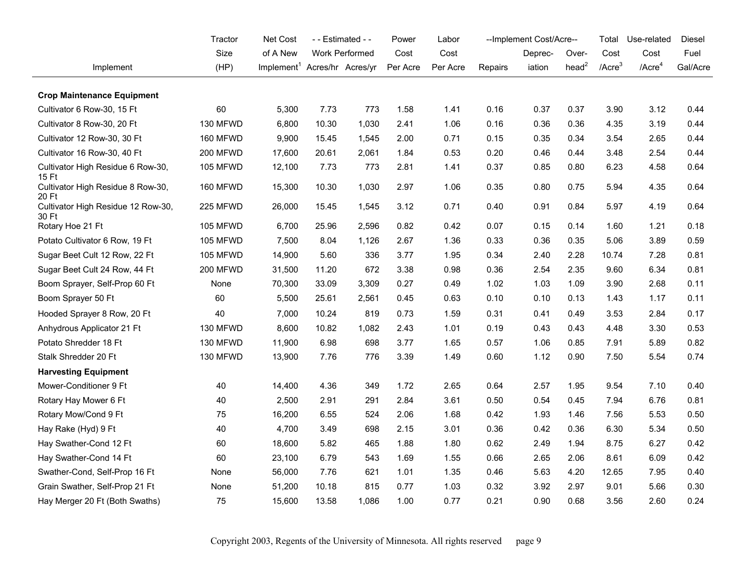| Implement | Tractor Size (HP) | Net Cost of A New Implement[1] | - - Estimated - - Work Performed Acres/hr | Acres/yr | Power Cost Per Acre | Labor Cost Per Acre | --Implement Cost/Acre-- Repairs | Deprec-iation | Over-head[2] | Total Cost /Acre[3] | Use-related Cost /Acre[4] | Diesel Fuel Gal/Acre |
|---|---|---|---|---|---|---|---|---|---|---|---|---|
| **Crop Maintenance Equipment** | | | | | | | | | | | | |
| Cultivator 6 Row-30, 15 Ft | 60 | 5,300 | 7.73 | 773 | 1.58 | 1.41 | 0.16 | 0.37 | 0.37 | 3.90 | 3.12 | 0.44 |
| Cultivator 8 Row-30, 20 Ft | 130 MFWD | 6,800 | 10.30 | 1,030 | 2.41 | 1.06 | 0.16 | 0.36 | 0.36 | 4.35 | 3.19 | 0.44 |
| Cultivator 12 Row-30, 30 Ft | 160 MFWD | 9,900 | 15.45 | 1,545 | 2.00 | 0.71 | 0.15 | 0.35 | 0.34 | 3.54 | 2.65 | 0.44 |
| Cultivator 16 Row-30, 40 Ft | 200 MFWD | 17,600 | 20.61 | 2,061 | 1.84 | 0.53 | 0.20 | 0.46 | 0.44 | 3.48 | 2.54 | 0.44 |
| Cultivator High Residue 6 Row-30, 15 Ft | 105 MFWD | 12,100 | 7.73 | 773 | 2.81 | 1.41 | 0.37 | 0.85 | 0.80 | 6.23 | 4.58 | 0.64 |
| Cultivator High Residue 8 Row-30, 20 Ft | 160 MFWD | 15,300 | 10.30 | 1,030 | 2.97 | 1.06 | 0.35 | 0.80 | 0.75 | 5.94 | 4.35 | 0.64 |
| Cultivator High Residue 12 Row-30, 30 Ft | 225 MFWD | 26,000 | 15.45 | 1,545 | 3.12 | 0.71 | 0.40 | 0.91 | 0.84 | 5.97 | 4.19 | 0.64 |
| Rotary Hoe 21 Ft | 105 MFWD | 6,700 | 25.96 | 2,596 | 0.82 | 0.42 | 0.07 | 0.15 | 0.14 | 1.60 | 1.21 | 0.18 |
| Potato Cultivator 6 Row, 19 Ft | 105 MFWD | 7,500 | 8.04 | 1,126 | 2.67 | 1.36 | 0.33 | 0.36 | 0.35 | 5.06 | 3.89 | 0.59 |
| Sugar Beet Cult 12 Row, 22 Ft | 105 MFWD | 14,900 | 5.60 | 336 | 3.77 | 1.95 | 0.34 | 2.40 | 2.28 | 10.74 | 7.28 | 0.81 |
| Sugar Beet Cult 24 Row, 44 Ft | 200 MFWD | 31,500 | 11.20 | 672 | 3.38 | 0.98 | 0.36 | 2.54 | 2.35 | 9.60 | 6.34 | 0.81 |
| Boom Sprayer, Self-Prop 60 Ft | None | 70,300 | 33.09 | 3,309 | 0.27 | 0.49 | 1.02 | 1.03 | 1.09 | 3.90 | 2.68 | 0.11 |
| Boom Sprayer 50 Ft | 60 | 5,500 | 25.61 | 2,561 | 0.45 | 0.63 | 0.10 | 0.10 | 0.13 | 1.43 | 1.17 | 0.11 |
| Hooded Sprayer 8 Row, 20 Ft | 40 | 7,000 | 10.24 | 819 | 0.73 | 1.59 | 0.31 | 0.41 | 0.49 | 3.53 | 2.84 | 0.17 |
| Anhydrous Applicator 21 Ft | 130 MFWD | 8,600 | 10.82 | 1,082 | 2.43 | 1.01 | 0.19 | 0.43 | 0.43 | 4.48 | 3.30 | 0.53 |
| Potato Shredder 18 Ft | 130 MFWD | 11,900 | 6.98 | 698 | 3.77 | 1.65 | 0.57 | 1.06 | 0.85 | 7.91 | 5.89 | 0.82 |
| Stalk Shredder 20 Ft | 130 MFWD | 13,900 | 7.76 | 776 | 3.39 | 1.49 | 0.60 | 1.12 | 0.90 | 7.50 | 5.54 | 0.74 |
| **Harvesting Equipment** | | | | | | | | | | | | |
| Mower-Conditioner 9 Ft | 40 | 14,400 | 4.36 | 349 | 1.72 | 2.65 | 0.64 | 2.57 | 1.95 | 9.54 | 7.10 | 0.40 |
| Rotary Hay Mower 6 Ft | 40 | 2,500 | 2.91 | 291 | 2.84 | 3.61 | 0.50 | 0.54 | 0.45 | 7.94 | 6.76 | 0.81 |
| Rotary Mow/Cond 9 Ft | 75 | 16,200 | 6.55 | 524 | 2.06 | 1.68 | 0.42 | 1.93 | 1.46 | 7.56 | 5.53 | 0.50 |
| Hay Rake (Hyd) 9 Ft | 40 | 4,700 | 3.49 | 698 | 2.15 | 3.01 | 0.36 | 0.42 | 0.36 | 6.30 | 5.34 | 0.50 |
| Hay Swather-Cond 12 Ft | 60 | 18,600 | 5.82 | 465 | 1.88 | 1.80 | 0.62 | 2.49 | 1.94 | 8.75 | 6.27 | 0.42 |
| Hay Swather-Cond 14 Ft | 60 | 23,100 | 6.79 | 543 | 1.69 | 1.55 | 0.66 | 2.65 | 2.06 | 8.61 | 6.09 | 0.42 |
| Swather-Cond, Self-Prop 16 Ft | None | 56,000 | 7.76 | 621 | 1.01 | 1.35 | 0.46 | 5.63 | 4.20 | 12.65 | 7.95 | 0.40 |
| Grain Swather, Self-Prop 21 Ft | None | 51,200 | 10.18 | 815 | 0.77 | 1.03 | 0.32 | 3.92 | 2.97 | 9.01 | 5.66 | 0.30 |
| Hay Merger 20 Ft (Both Swaths) | 75 | 15,600 | 13.58 | 1,086 | 1.00 | 0.77 | 0.21 | 0.90 | 0.68 | 3.56 | 2.60 | 0.24 |

Copyright 2003, Regents of the University of Minnesota. All rights reserved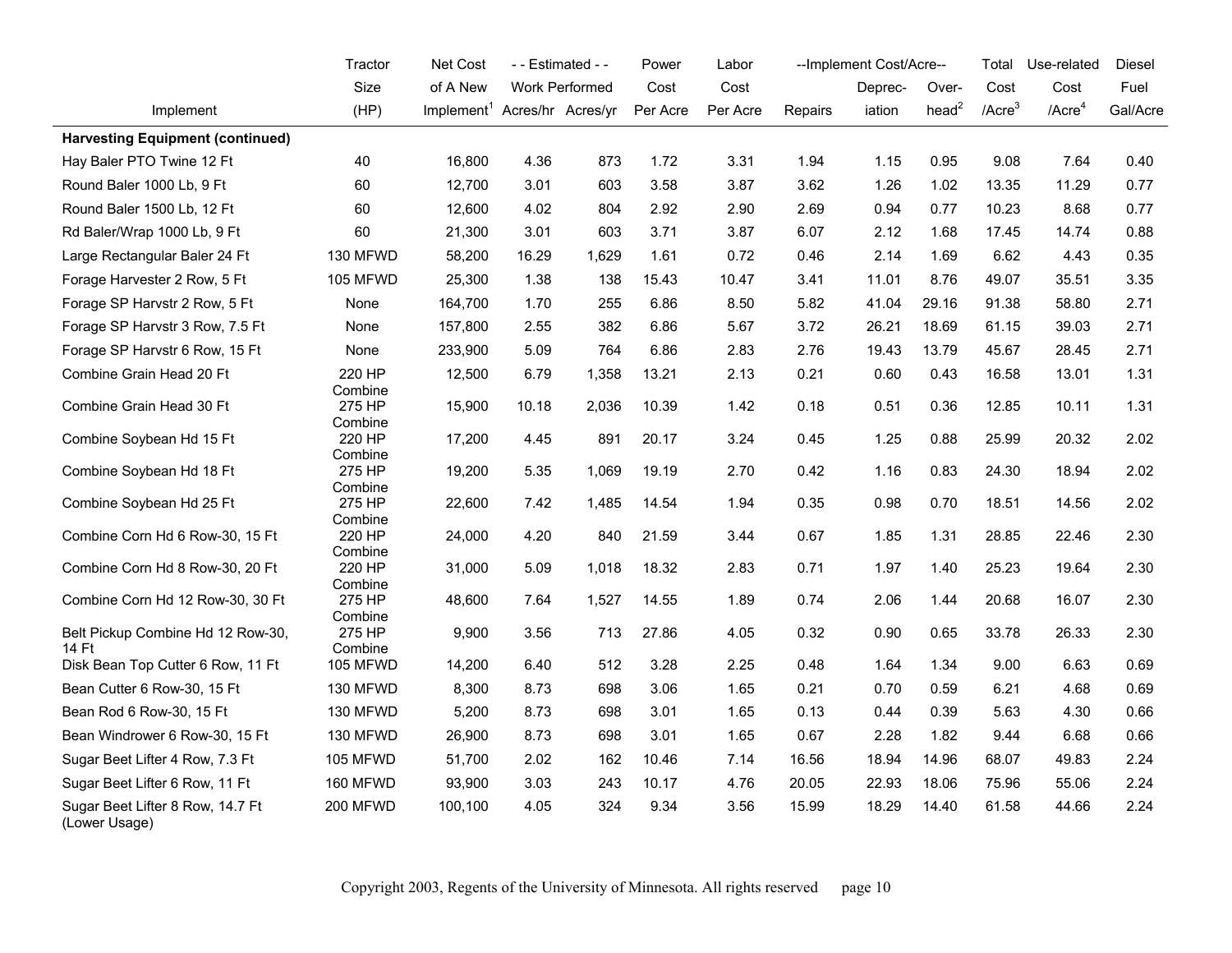| Implement | Tractor Size (HP) | Net Cost of A New Implement[1] | - - Estimated - - Work Performed Acres/hr | Acres/yr | Power Cost Per Acre | Labor Cost Per Acre | --Implement Cost/Acre-- Repairs | Deprec-iation | Over-head[2] | Total Cost /Acre[3] | Use-related Cost /Acre[4] | Diesel Fuel Gal/Acre |
|---|---|---|---|---|---|---|---|---|---|---|---|---|
| **Harvesting Equipment (continued)** | | | | | | | | | | | | |
| Hay Baler PTO Twine 12 Ft | 40 | 16,800 | 4.36 | 873 | 1.72 | 3.31 | 1.94 | 1.15 | 0.95 | 9.08 | 7.64 | 0.40 |
| Round Baler 1000 Lb, 9 Ft | 60 | 12,700 | 3.01 | 603 | 3.58 | 3.87 | 3.62 | 1.26 | 1.02 | 13.35 | 11.29 | 0.77 |
| Round Baler 1500 Lb, 12 Ft | 60 | 12,600 | 4.02 | 804 | 2.92 | 2.90 | 2.69 | 0.94 | 0.77 | 10.23 | 8.68 | 0.77 |
| Rd Baler/Wrap 1000 Lb, 9 Ft | 60 | 21,300 | 3.01 | 603 | 3.71 | 3.87 | 6.07 | 2.12 | 1.68 | 17.45 | 14.74 | 0.88 |
| Large Rectangular Baler 24 Ft | 130 MFWD | 58,200 | 16.29 | 1,629 | 1.61 | 0.72 | 0.46 | 2.14 | 1.69 | 6.62 | 4.43 | 0.35 |
| Forage Harvester 2 Row, 5 Ft | 105 MFWD | 25,300 | 1.38 | 138 | 15.43 | 10.47 | 3.41 | 11.01 | 8.76 | 49.07 | 35.51 | 3.35 |
| Forage SP Harvstr 2 Row, 5 Ft | None | 164,700 | 1.70 | 255 | 6.86 | 8.50 | 5.82 | 41.04 | 29.16 | 91.38 | 58.80 | 2.71 |
| Forage SP Harvstr 3 Row, 7.5 Ft | None | 157,800 | 2.55 | 382 | 6.86 | 5.67 | 3.72 | 26.21 | 18.69 | 61.15 | 39.03 | 2.71 |
| Forage SP Harvstr 6 Row, 15 Ft | None | 233,900 | 5.09 | 764 | 6.86 | 2.83 | 2.76 | 19.43 | 13.79 | 45.67 | 28.45 | 2.71 |
| Combine Grain Head 20 Ft | 220 HP Combine | 12,500 | 6.79 | 1,358 | 13.21 | 2.13 | 0.21 | 0.60 | 0.43 | 16.58 | 13.01 | 1.31 |
| Combine Grain Head 30 Ft | 275 HP Combine | 15,900 | 10.18 | 2,036 | 10.39 | 1.42 | 0.18 | 0.51 | 0.36 | 12.85 | 10.11 | 1.31 |
| Combine Soybean Hd 15 Ft | 220 HP Combine | 17,200 | 4.45 | 891 | 20.17 | 3.24 | 0.45 | 1.25 | 0.88 | 25.99 | 20.32 | 2.02 |
| Combine Soybean Hd 18 Ft | 275 HP Combine | 19,200 | 5.35 | 1,069 | 19.19 | 2.70 | 0.42 | 1.16 | 0.83 | 24.30 | 18.94 | 2.02 |
| Combine Soybean Hd 25 Ft | 275 HP Combine | 22,600 | 7.42 | 1,485 | 14.54 | 1.94 | 0.35 | 0.98 | 0.70 | 18.51 | 14.56 | 2.02 |
| Combine Corn Hd 6 Row-30, 15 Ft | 220 HP Combine | 24,000 | 4.20 | 840 | 21.59 | 3.44 | 0.67 | 1.85 | 1.31 | 28.85 | 22.46 | 2.30 |
| Combine Corn Hd 8 Row-30, 20 Ft | 220 HP Combine | 31,000 | 5.09 | 1,018 | 18.32 | 2.83 | 0.71 | 1.97 | 1.40 | 25.23 | 19.64 | 2.30 |
| Combine Corn Hd 12 Row-30, 30 Ft | 275 HP Combine | 48,600 | 7.64 | 1,527 | 14.55 | 1.89 | 0.74 | 2.06 | 1.44 | 20.68 | 16.07 | 2.30 |
| Belt Pickup Combine Hd 12 Row-30, 14 Ft | 275 HP Combine | 9,900 | 3.56 | 713 | 27.86 | 4.05 | 0.32 | 0.90 | 0.65 | 33.78 | 26.33 | 2.30 |
| Disk Bean Top Cutter 6 Row, 11 Ft | 105 MFWD | 14,200 | 6.40 | 512 | 3.28 | 2.25 | 0.48 | 1.64 | 1.34 | 9.00 | 6.63 | 0.69 |
| Bean Cutter 6 Row-30, 15 Ft | 130 MFWD | 8,300 | 8.73 | 698 | 3.06 | 1.65 | 0.21 | 0.70 | 0.59 | 6.21 | 4.68 | 0.69 |
| Bean Rod 6 Row-30, 15 Ft | 130 MFWD | 5,200 | 8.73 | 698 | 3.01 | 1.65 | 0.13 | 0.44 | 0.39 | 5.63 | 4.30 | 0.66 |
| Bean Windrower 6 Row-30, 15 Ft | 130 MFWD | 26,900 | 8.73 | 698 | 3.01 | 1.65 | 0.67 | 2.28 | 1.82 | 9.44 | 6.68 | 0.66 |
| Sugar Beet Lifter 4 Row, 7.3 Ft | 105 MFWD | 51,700 | 2.02 | 162 | 10.46 | 7.14 | 16.56 | 18.94 | 14.96 | 68.07 | 49.83 | 2.24 |
| Sugar Beet Lifter 6 Row, 11 Ft | 160 MFWD | 93,900 | 3.03 | 243 | 10.17 | 4.76 | 20.05 | 22.93 | 18.06 | 75.96 | 55.06 | 2.24 |
| Sugar Beet Lifter 8 Row, 14.7 Ft (Lower Usage) | 200 MFWD | 100,100 | 4.05 | 324 | 9.34 | 3.56 | 15.99 | 18.29 | 14.40 | 61.58 | 44.66 | 2.24 |

Copyright 2003, Regents of the University of Minnesota. All rights reserved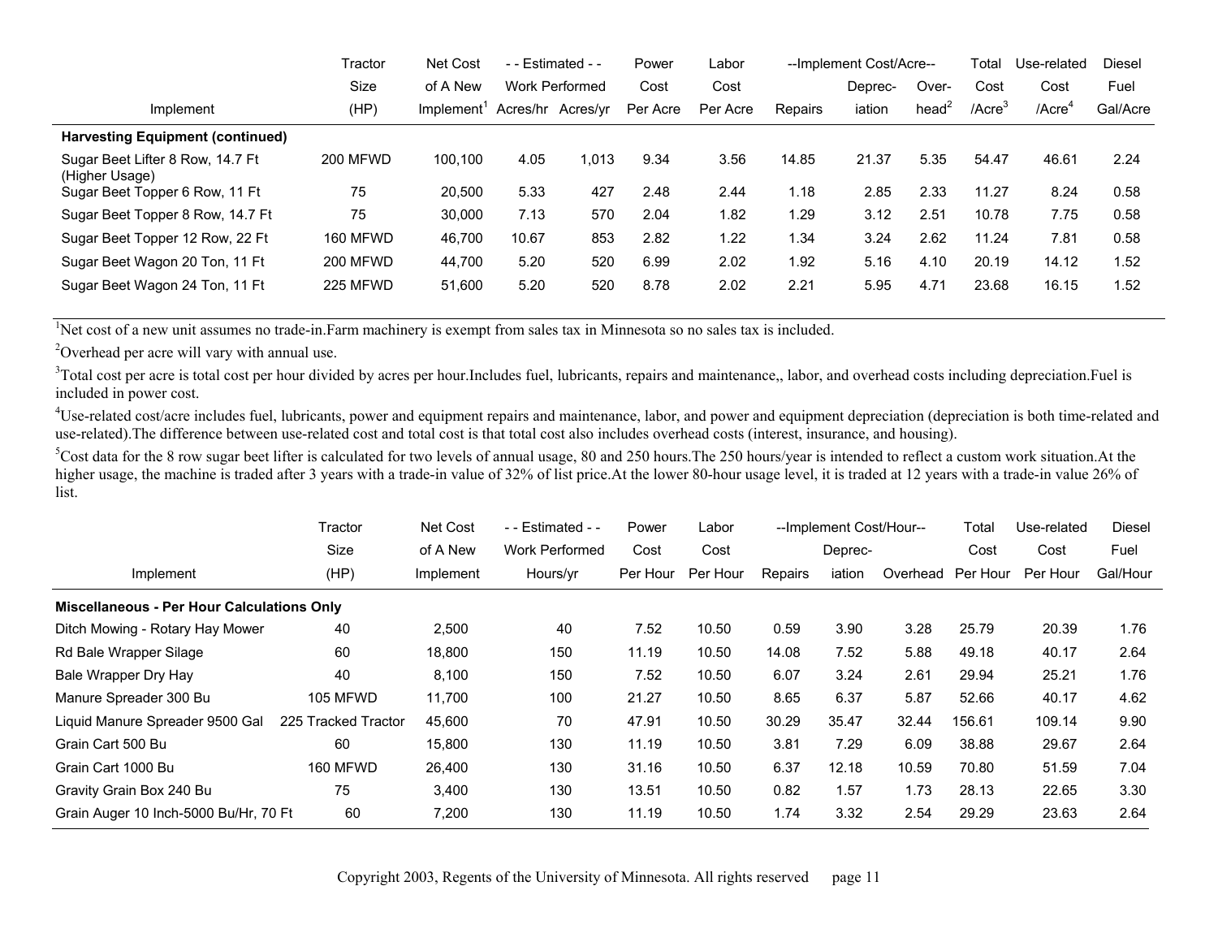| Implement | Tractor Size (HP) | Net Cost of A New Implement[1] | - - Estimated - - Work Performed Acres/hr | Acres/yr | Power Cost Per Acre | Labor Cost Per Acre | --Implement Cost/Acre-- Repairs | Deprec- iation | Over- head[2] | Total Cost /Acre[3] | Use-related Cost /Acre[4] | Diesel Fuel Gal/Acre |
|---|---|---|---|---|---|---|---|---|---|---|---|---|
| **Harvesting Equipment (continued)** | | | | | | | | | | | | |
| Sugar Beet Lifter 8 Row, 14.7 Ft (Higher Usage) | 200 MFWD | 100,100 | 4.05 | 1,013 | 9.34 | 3.56 | 14.85 | 21.37 | 5.35 | 54.47 | 46.61 | 2.24 |
| Sugar Beet Topper 6 Row, 11 Ft | 75 | 20,500 | 5.33 | 427 | 2.48 | 2.44 | 1.18 | 2.85 | 2.33 | 11.27 | 8.24 | 0.58 |
| Sugar Beet Topper 8 Row, 14.7 Ft | 75 | 30,000 | 7.13 | 570 | 2.04 | 1.82 | 1.29 | 3.12 | 2.51 | 10.78 | 7.75 | 0.58 |
| Sugar Beet Topper 12 Row, 22 Ft | 160 MFWD | 46,700 | 10.67 | 853 | 2.82 | 1.22 | 1.34 | 3.24 | 2.62 | 11.24 | 7.81 | 0.58 |
| Sugar Beet Wagon 20 Ton, 11 Ft | 200 MFWD | 44,700 | 5.20 | 520 | 6.99 | 2.02 | 1.92 | 5.16 | 4.10 | 20.19 | 14.12 | 1.52 |
| Sugar Beet Wagon 24 Ton, 11 Ft | 225 MFWD | 51,600 | 5.20 | 520 | 8.78 | 2.02 | 2.21 | 5.95 | 4.71 | 23.68 | 16.15 | 1.52 |

[1]Net cost of a new unit assumes no trade-in.Farm machinery is exempt from sales tax in Minnesota so no sales tax is included.

[2]Overhead per acre will vary with annual use.

[3]Total cost per acre is total cost per hour divided by acres per hour.Includes fuel, lubricants, repairs and maintenance,, labor, and overhead costs including depreciation.Fuel is included in power cost.

[4]Use-related cost/acre includes fuel, lubricants, power and equipment repairs and maintenance, labor, and power and equipment depreciation (depreciation is both time-related and use-related).The difference between use-related cost and total cost is that total cost also includes overhead costs (interest, insurance, and housing).

[5]Cost data for the 8 row sugar beet lifter is calculated for two levels of annual usage, 80 and 250 hours.The 250 hours/year is intended to reflect a custom work situation.At the higher usage, the machine is traded after 3 years with a trade-in value of 32% of list price.At the lower 80-hour usage level, it is traded at 12 years with a trade-in value 26% of list.

| Implement | Tractor Size (HP) | Net Cost of A New Implement | - - Estimated - - Work Performed Hours/yr | Power Cost Per Hour | Labor Cost Per Hour | --Implement Cost/Hour-- Repairs | Deprec- iation | Overhead | Total Cost Per Hour | Use-related Cost Per Hour | Diesel Fuel Gal/Hour |
|---|---|---|---|---|---|---|---|---|---|---|---|
| **Miscellaneous - Per Hour Calculations Only** | | | | | | | | | | | |
| Ditch Mowing - Rotary Hay Mower | 40 | 2,500 | 40 | 7.52 | 10.50 | 0.59 | 3.90 | 3.28 | 25.79 | 20.39 | 1.76 |
| Rd Bale Wrapper Silage | 60 | 18,800 | 150 | 11.19 | 10.50 | 14.08 | 7.52 | 5.88 | 49.18 | 40.17 | 2.64 |
| Bale Wrapper Dry Hay | 40 | 8,100 | 150 | 7.52 | 10.50 | 6.07 | 3.24 | 2.61 | 29.94 | 25.21 | 1.76 |
| Manure Spreader 300 Bu | 105 MFWD | 11,700 | 100 | 21.27 | 10.50 | 8.65 | 6.37 | 5.87 | 52.66 | 40.17 | 4.62 |
| Liquid Manure Spreader 9500 Gal | 225 Tracked Tractor | 45,600 | 70 | 47.91 | 10.50 | 30.29 | 35.47 | 32.44 | 156.61 | 109.14 | 9.90 |
| Grain Cart 500 Bu | 60 | 15,800 | 130 | 11.19 | 10.50 | 3.81 | 7.29 | 6.09 | 38.88 | 29.67 | 2.64 |
| Grain Cart 1000 Bu | 160 MFWD | 26,400 | 130 | 31.16 | 10.50 | 6.37 | 12.18 | 10.59 | 70.80 | 51.59 | 7.04 |
| Gravity Grain Box 240 Bu | 75 | 3,400 | 130 | 13.51 | 10.50 | 0.82 | 1.57 | 1.73 | 28.13 | 22.65 | 3.30 |
| Grain Auger 10 Inch-5000 Bu/Hr, 70 Ft | 60 | 7,200 | 130 | 11.19 | 10.50 | 1.74 | 3.32 | 2.54 | 29.29 | 23.63 | 2.64 |

Copyright 2003, Regents of the University of Minnesota. All rights reserved